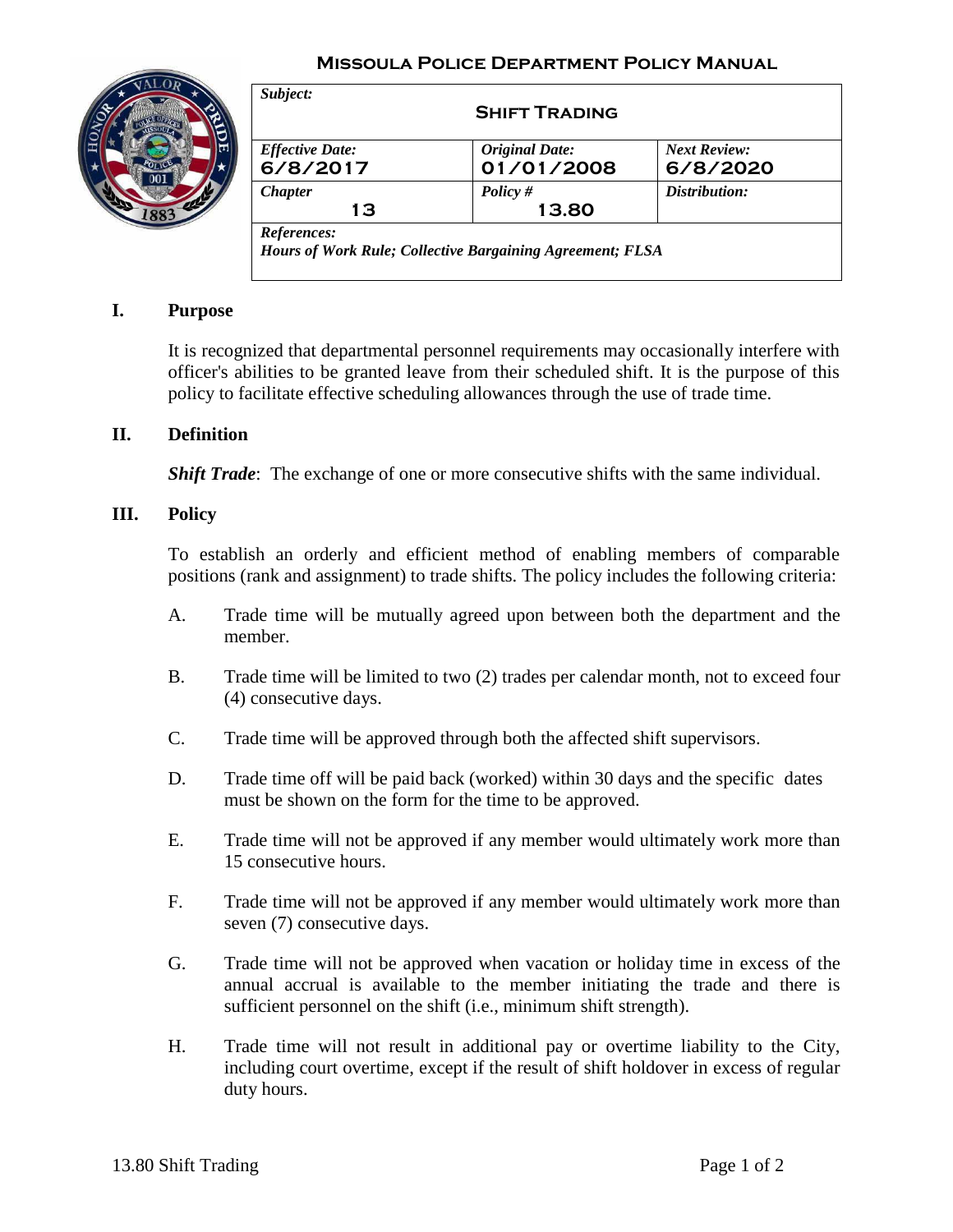# Missoula Police Department Policy Manual

| *Subject:* **Shift Trading** | | |
|---|---|---|
| *Effective Date:* 6/8/2017 | *Original Date:* 01/01/2008 | *Next Review:* 6/8/2020 |
| *Chapter* 13 | *Policy #* 13.80 | *Distribution:* |
| *References:* ***Hours of Work Rule; Collective Bargaining Agreement; FLSA*** | | |

## I. Purpose

It is recognized that departmental personnel requirements may occasionally interfere with officer's abilities to be granted leave from their scheduled shift. It is the purpose of this policy to facilitate effective scheduling allowances through the use of trade time.

## II. Definition

***Shift Trade***: The exchange of one or more consecutive shifts with the same individual.

## III. Policy

To establish an orderly and efficient method of enabling members of comparable positions (rank and assignment) to trade shifts. The policy includes the following criteria:

A. Trade time will be mutually agreed upon between both the department and the member.

B. Trade time will be limited to two (2) trades per calendar month, not to exceed four (4) consecutive days.

C. Trade time will be approved through both the affected shift supervisors.

D. Trade time off will be paid back (worked) within 30 days and the specific dates must be shown on the form for the time to be approved.

E. Trade time will not be approved if any member would ultimately work more than 15 consecutive hours.

F. Trade time will not be approved if any member would ultimately work more than seven (7) consecutive days.

G. Trade time will not be approved when vacation or holiday time in excess of the annual accrual is available to the member initiating the trade and there is sufficient personnel on the shift (i.e., minimum shift strength).

H. Trade time will not result in additional pay or overtime liability to the City, including court overtime, except if the result of shift holdover in excess of regular duty hours.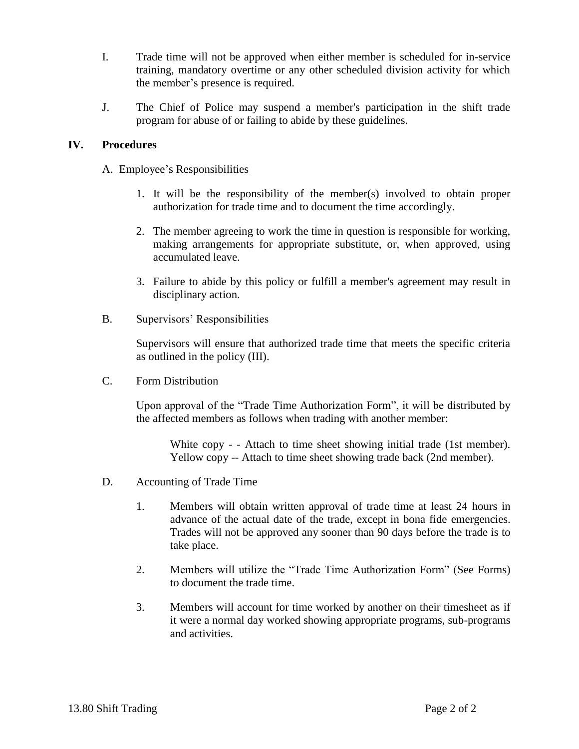I. Trade time will not be approved when either member is scheduled for in-service training, mandatory overtime or any other scheduled division activity for which the member's presence is required.

J. The Chief of Police may suspend a member's participation in the shift trade program for abuse of or failing to abide by these guidelines.

## IV. Procedures

A. Employee's Responsibilities

1. It will be the responsibility of the member(s) involved to obtain proper authorization for trade time and to document the time accordingly.
2. The member agreeing to work the time in question is responsible for working, making arrangements for appropriate substitute, or, when approved, using accumulated leave.
3. Failure to abide by this policy or fulfill a member's agreement may result in disciplinary action.

B. Supervisors' Responsibilities

Supervisors will ensure that authorized trade time that meets the specific criteria as outlined in the policy (III).

C. Form Distribution

Upon approval of the "Trade Time Authorization Form", it will be distributed by the affected members as follows when trading with another member:

White copy - - Attach to time sheet showing initial trade (1st member).
Yellow copy -- Attach to time sheet showing trade back (2nd member).

D. Accounting of Trade Time

1. Members will obtain written approval of trade time at least 24 hours in advance of the actual date of the trade, except in bona fide emergencies. Trades will not be approved any sooner than 90 days before the trade is to take place.
2. Members will utilize the "Trade Time Authorization Form" (See Forms) to document the trade time.
3. Members will account for time worked by another on their timesheet as if it were a normal day worked showing appropriate programs, sub-programs and activities.